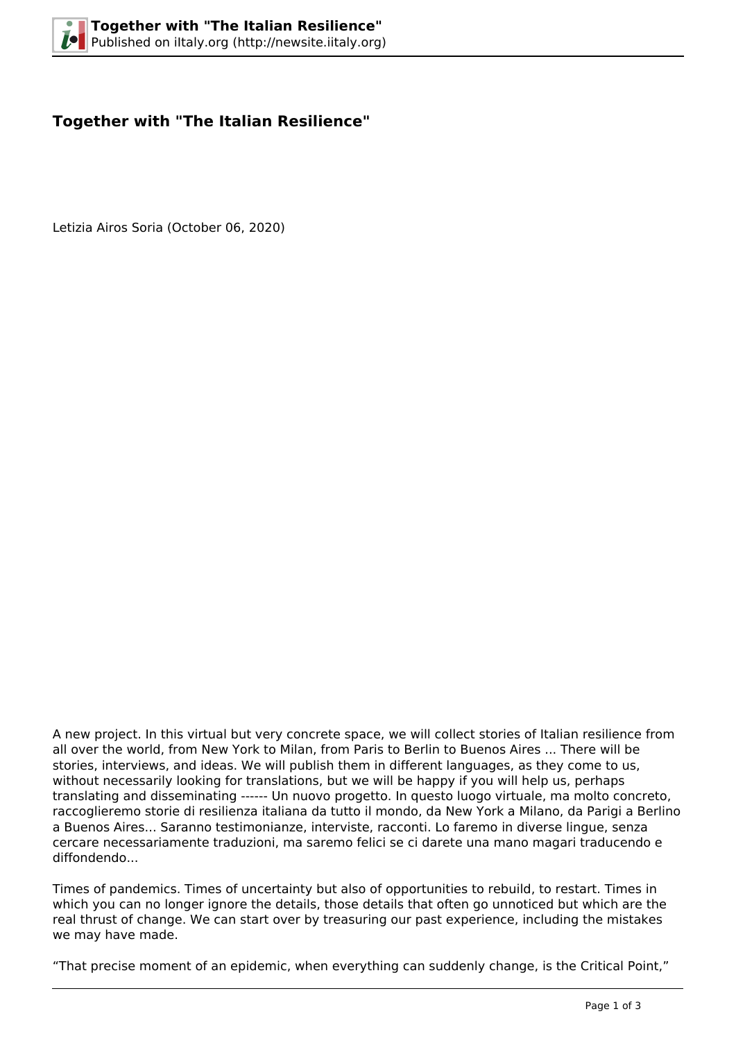# Together with "The Italian Resilience"

Letizia Airos Soria (October 06, 2020)

A new project. In this virtual but very concrete space, we will collect stories of Italian resilience from all over the world, from New York to Milan, from Paris to Berlin to Buenos Aires ... There will be stories, interviews, and ideas. We will publish them in different languages, as they come to us, without necessarily looking for translations, but we will be happy if you will help us, perhaps translating and disseminating ------ Un nuovo progetto. In questo luogo virtuale, ma molto concreto, raccoglieremo storie di resilienza italiana da tutto il mondo, da New York a Milano, da Parigi a Berlino a Buenos Aires... Saranno testimonianze, interviste, racconti. Lo faremo in diverse lingue, senza cercare necessariamente traduzioni, ma saremo felici se ci darete una mano magari traducendo e diffondendo...

Times of pandemics. Times of uncertainty but also of opportunities to rebuild, to restart. Times in which you can no longer ignore the details, those details that often go unnoticed but which are the real thrust of change. We can start over by treasuring our past experience, including the mistakes we may have made.

“That precise moment of an epidemic, when everything can suddenly change, is the Critical Point,”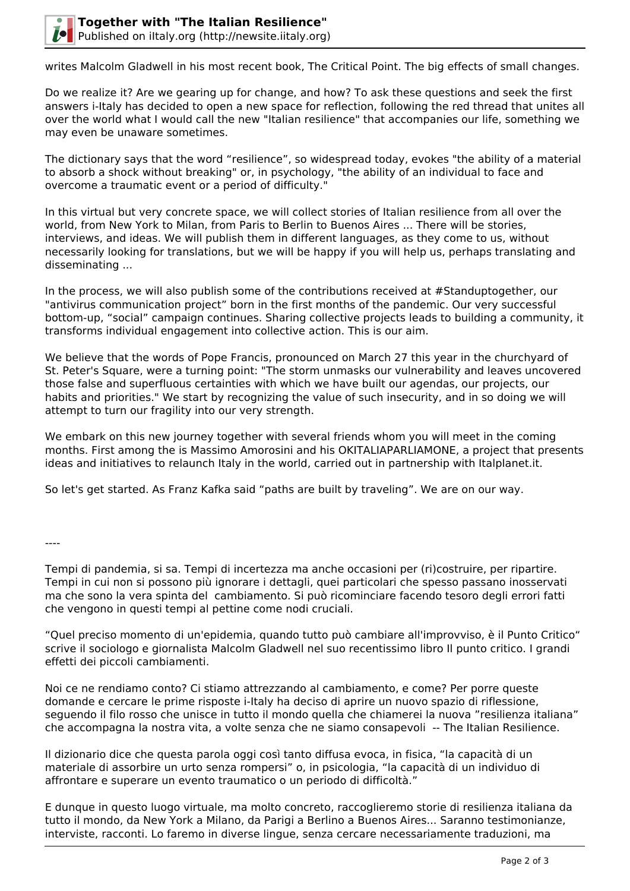writes Malcolm Gladwell in his most recent book, The Critical Point. The big effects of small changes.

Do we realize it? Are we gearing up for change, and how? To ask these questions and seek the first answers i-Italy has decided to open a new space for reflection, following the red thread that unites all over the world what I would call the new "Italian resilience" that accompanies our life, something we may even be unaware sometimes.

The dictionary says that the word “resilience”, so widespread today, evokes "the ability of a material to absorb a shock without breaking" or, in psychology, "the ability of an individual to face and overcome a traumatic event or a period of difficulty."

In this virtual but very concrete space, we will collect stories of Italian resilience from all over the world, from New York to Milan, from Paris to Berlin to Buenos Aires ... There will be stories, interviews, and ideas. We will publish them in different languages, as they come to us, without necessarily looking for translations, but we will be happy if you will help us, perhaps translating and disseminating ...

In the process, we will also publish some of the contributions received at #Standuptogether, our "antivirus communication project" born in the first months of the pandemic. Our very successful bottom-up, “social” campaign continues. Sharing collective projects leads to building a community, it transforms individual engagement into collective action. This is our aim.

We believe that the words of Pope Francis, pronounced on March 27 this year in the churchyard of St. Peter's Square, were a turning point: "The storm unmasks our vulnerability and leaves uncovered those false and superfluous certainties with which we have built our agendas, our projects, our habits and priorities." We start by recognizing the value of such insecurity, and in so doing we will attempt to turn our fragility into our very strength.

We embark on this new journey together with several friends whom you will meet in the coming months. First among the is Massimo Amorosini and his OKITALIAPARLIAMONE, a project that presents ideas and initiatives to relaunch Italy in the world, carried out in partnership with Italplanet.it.

So let's get started. As Franz Kafka said “paths are built by traveling”. We are on our way.

----

Tempi di pandemia, si sa. Tempi di incertezza ma anche occasioni per (ri)costruire, per ripartire. Tempi in cui non si possono più ignorare i dettagli, quei particolari che spesso passano inosservati ma che sono la vera spinta del cambiamento. Si può ricominciare facendo tesoro degli errori fatti che vengono in questi tempi al pettine come nodi cruciali.

“Quel preciso momento di un'epidemia, quando tutto può cambiare all'improvviso, è il Punto Critico“ scrive il sociologo e giornalista Malcolm Gladwell nel suo recentissimo libro Il punto critico. I grandi effetti dei piccoli cambiamenti.

Noi ce ne rendiamo conto? Ci stiamo attrezzando al cambiamento, e come? Per porre queste domande e cercare le prime risposte i-Italy ha deciso di aprire un nuovo spazio di riflessione, seguendo il filo rosso che unisce in tutto il mondo quella che chiamerei la nuova ”resilienza italiana” che accompagna la nostra vita, a volte senza che ne siamo consapevoli -- The Italian Resilience.

Il dizionario dice che questa parola oggi così tanto diffusa evoca, in fisica, “la capacità di un materiale di assorbire un urto senza rompersi” o, in psicologia, “la capacità di un individuo di affrontare e superare un evento traumatico o un periodo di difficoltà.”

E dunque in questo luogo virtuale, ma molto concreto, raccoglieremo storie di resilienza italiana da tutto il mondo, da New York a Milano, da Parigi a Berlino a Buenos Aires... Saranno testimonianze, interviste, racconti. Lo faremo in diverse lingue, senza cercare necessariamente traduzioni, ma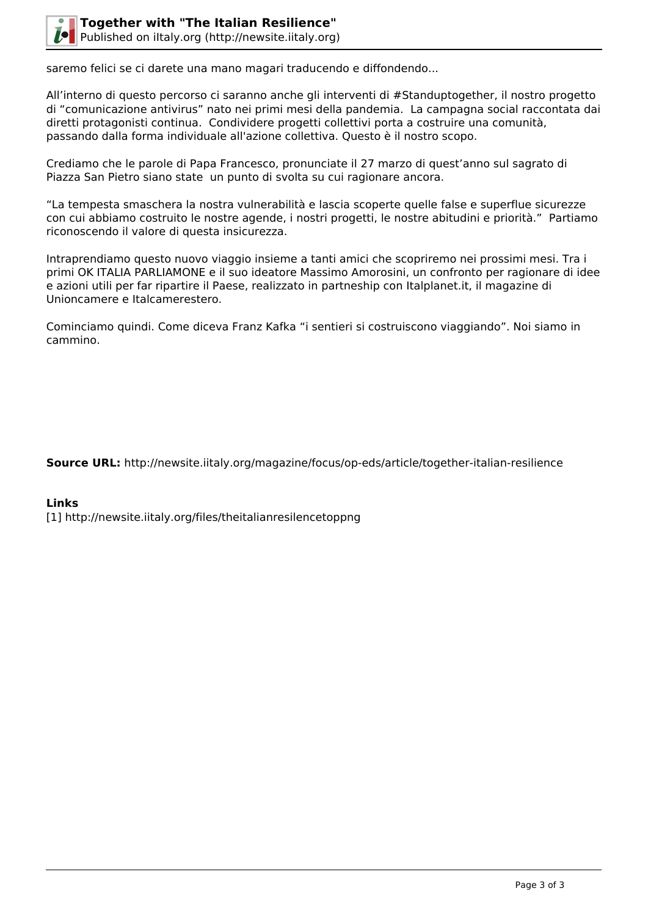saremo felici se ci darete una mano magari traducendo e diffondendo...

All’interno di questo percorso ci saranno anche gli interventi di #Standuptogether, il nostro progetto di “comunicazione antivirus” nato nei primi mesi della pandemia.  La campagna social raccontata dai diretti protagonisti continua.  Condividere progetti collettivi porta a costruire una comunità, passando dalla forma individuale all'azione collettiva. Questo è il nostro scopo.

Crediamo che le parole di Papa Francesco, pronunciate il 27 marzo di quest’anno sul sagrato di Piazza San Pietro siano state  un punto di svolta su cui ragionare ancora.

“La tempesta smaschera la nostra vulnerabilità e lascia scoperte quelle false e superflue sicurezze con cui abbiamo costruito le nostre agende, i nostri progetti, le nostre abitudini e priorità.”  Partiamo riconoscendo il valore di questa insicurezza.

Intraprendiamo questo nuovo viaggio insieme a tanti amici che scopriremo nei prossimi mesi. Tra i primi OK ITALIA PARLIAMONE e il suo ideatore Massimo Amorosini, un confronto per ragionare di idee e azioni utili per far ripartire il Paese, realizzato in partneship con Italplanet.it, il magazine di Unioncamere e Italcamerestero.

Cominciamo quindi. Come diceva Franz Kafka “i sentieri si costruiscono viaggiando”. Noi siamo in cammino.

**Source URL:** http://newsite.iitaly.org/magazine/focus/op-eds/article/together-italian-resilience

**Links**
[1] http://newsite.iitaly.org/files/theitalianresilencetoppng